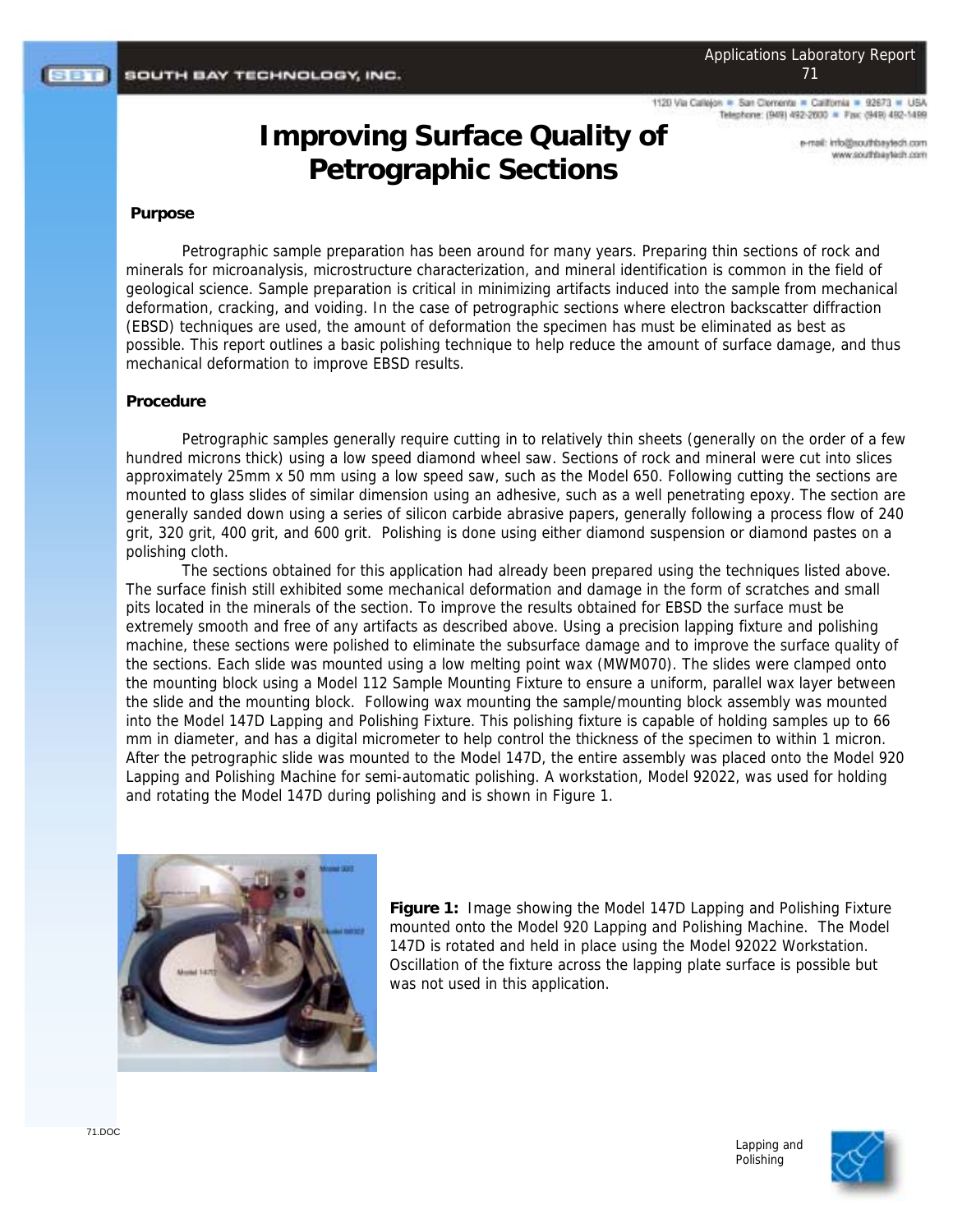# Improving Surface Quality of Petrographic Sections

## Purpose

Petrographic sample preparation has been around for many years. Preparing thin sections of rock and minerals for microanalysis, microstructure characterization, and mineral identification is common in the field of geological science. Sample preparation is critical in minimizing artifacts induced into the sample from mechanical deformation, cracking, and voiding. In the case of petrographic sections where electron backscatter diffraction (EBSD) techniques are used, the amount of deformation the specimen has must be eliminated as best as possible. This report outlines a basic polishing technique to help reduce the amount of surface damage, and thus mechanical deformation to improve EBSD results.

## Procedure

Petrographic samples generally require cutting in to relatively thin sheets (generally on the order of a few hundred microns thick) using a low speed diamond wheel saw. Sections of rock and mineral were cut into slices approximately 25mm x 50 mm using a low speed saw, such as the Model 650. Following cutting the sections are mounted to glass slides of similar dimension using an adhesive, such as a well penetrating epoxy. The section are generally sanded down using a series of silicon carbide abrasive papers, generally following a process flow of 240 grit, 320 grit, 400 grit, and 600 grit. Polishing is done using either diamond suspension or diamond pastes on a polishing cloth.

The sections obtained for this application had already been prepared using the techniques listed above. The surface finish still exhibited some mechanical deformation and damage in the form of scratches and small pits located in the minerals of the section. To improve the results obtained for EBSD the surface must be extremely smooth and free of any artifacts as described above. Using a precision lapping fixture and polishing machine, these sections were polished to eliminate the subsurface damage and to improve the surface quality of the sections. Each slide was mounted using a low melting point wax (MWM070). The slides were clamped onto the mounting block using a Model 112 Sample Mounting Fixture to ensure a uniform, parallel wax layer between the slide and the mounting block. Following wax mounting the sample/mounting block assembly was mounted into the Model 147D Lapping and Polishing Fixture. This polishing fixture is capable of holding samples up to 66 mm in diameter, and has a digital micrometer to help control the thickness of the specimen to within 1 micron. After the petrographic slide was mounted to the Model 147D, the entire assembly was placed onto the Model 920 Lapping and Polishing Machine for semi-automatic polishing. A workstation, Model 92022, was used for holding and rotating the Model 147D during polishing and is shown in Figure 1.

**Figure 1:** Image showing the Model 147D Lapping and Polishing Fixture mounted onto the Model 920 Lapping and Polishing Machine. The Model 147D is rotated and held in place using the Model 92022 Workstation. Oscillation of the fixture across the lapping plate surface is possible but was not used in this application.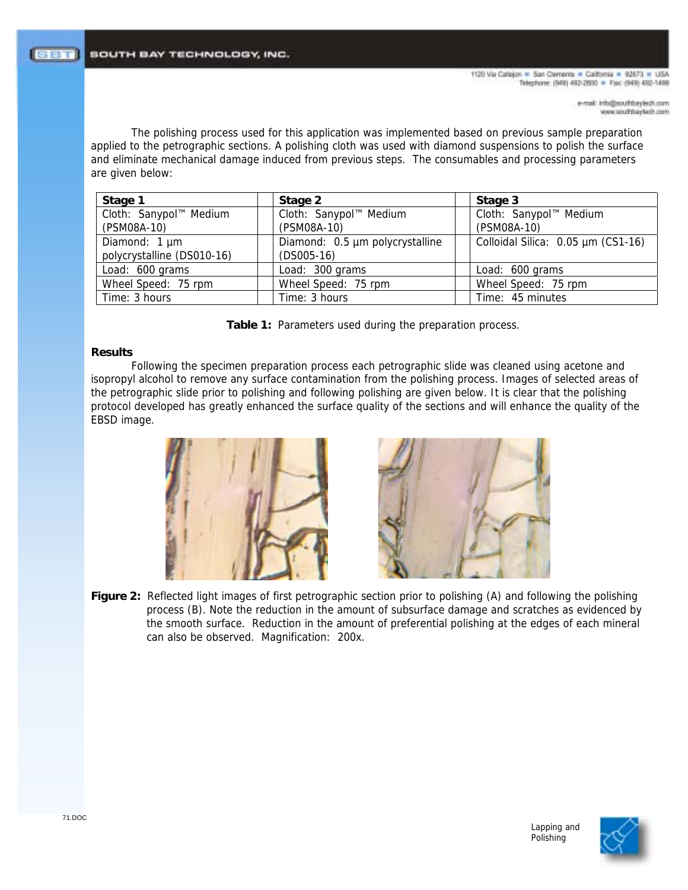The polishing process used for this application was implemented based on previous sample preparation applied to the petrographic sections. A polishing cloth was used with diamond suspensions to polish the surface and eliminate mechanical damage induced from previous steps. The consumables and processing parameters are given below:

| Stage 1 | Stage 2 | Stage 3 |
|---|---|---|
| Cloth: Sanypol™ Medium (PSM08A-10) | Cloth: Sanypol™ Medium (PSM08A-10) | Cloth: Sanypol™ Medium (PSM08A-10) |
| Diamond: 1 µm polycrystalline (DS010-16) | Diamond: 0.5 µm polycrystalline (DS005-16) | Colloidal Silica: 0.05 µm (CS1-16) |
| Load: 600 grams | Load: 300 grams | Load: 600 grams |
| Wheel Speed: 75 rpm | Wheel Speed: 75 rpm | Wheel Speed: 75 rpm |
| Time: 3 hours | Time: 3 hours | Time: 45 minutes |

**Table 1:** Parameters used during the preparation process.

**Results**

Following the specimen preparation process each petrographic slide was cleaned using acetone and isopropyl alcohol to remove any surface contamination from the polishing process. Images of selected areas of the petrographic slide prior to polishing and following polishing are given below. It is clear that the polishing protocol developed has greatly enhanced the surface quality of the sections and will enhance the quality of the EBSD image.

**Figure 2:** Reflected light images of first petrographic section prior to polishing (A) and following the polishing process (B). Note the reduction in the amount of subsurface damage and scratches as evidenced by the smooth surface. Reduction in the amount of preferential polishing at the edges of each mineral can also be observed. Magnification: 200x.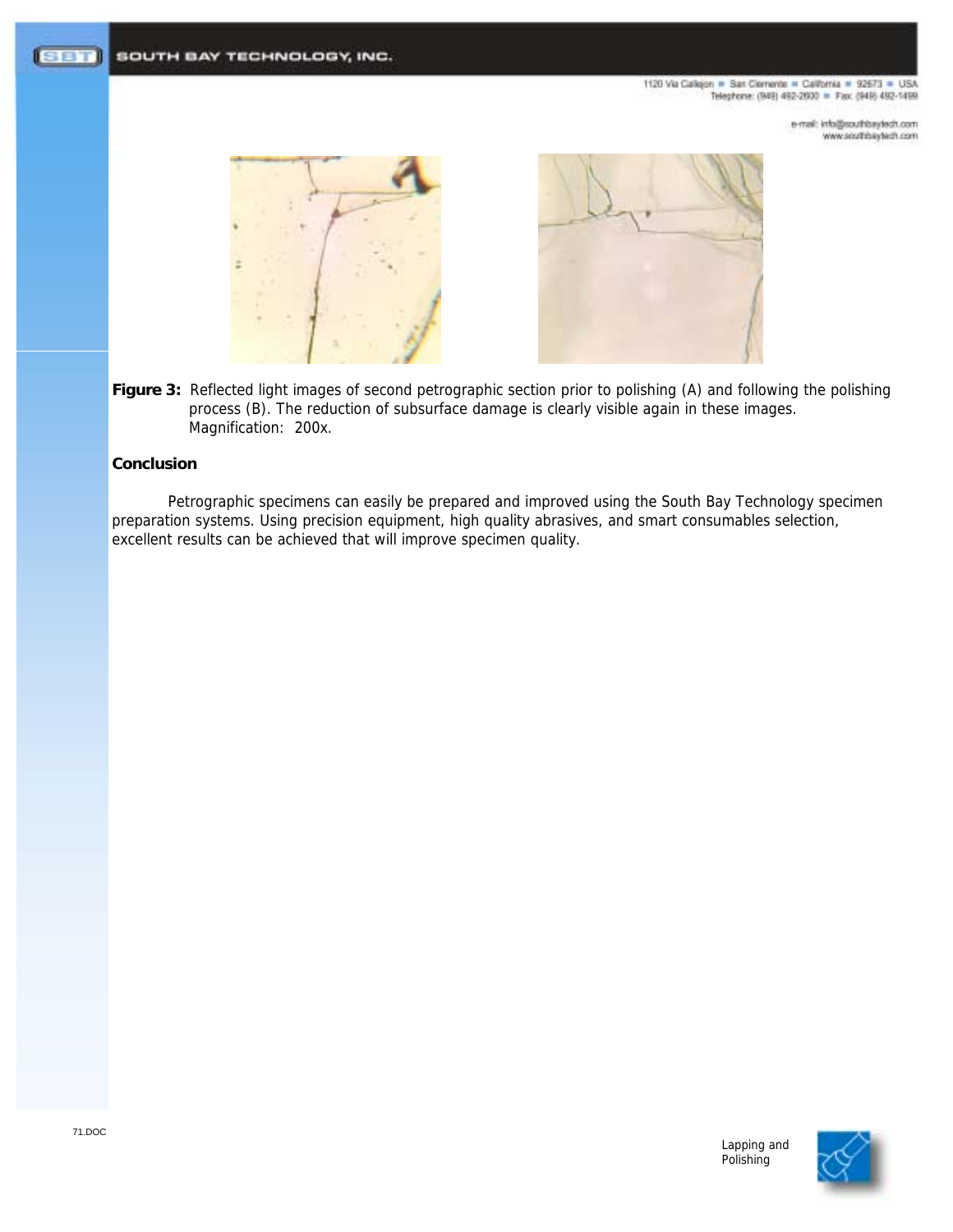**Figure 3:** Reflected light images of second petrographic section prior to polishing (A) and following the polishing process (B). The reduction of subsurface damage is clearly visible again in these images. Magnification: 200x.

## Conclusion

Petrographic specimens can easily be prepared and improved using the South Bay Technology specimen preparation systems. Using precision equipment, high quality abrasives, and smart consumables selection, excellent results can be achieved that will improve specimen quality.